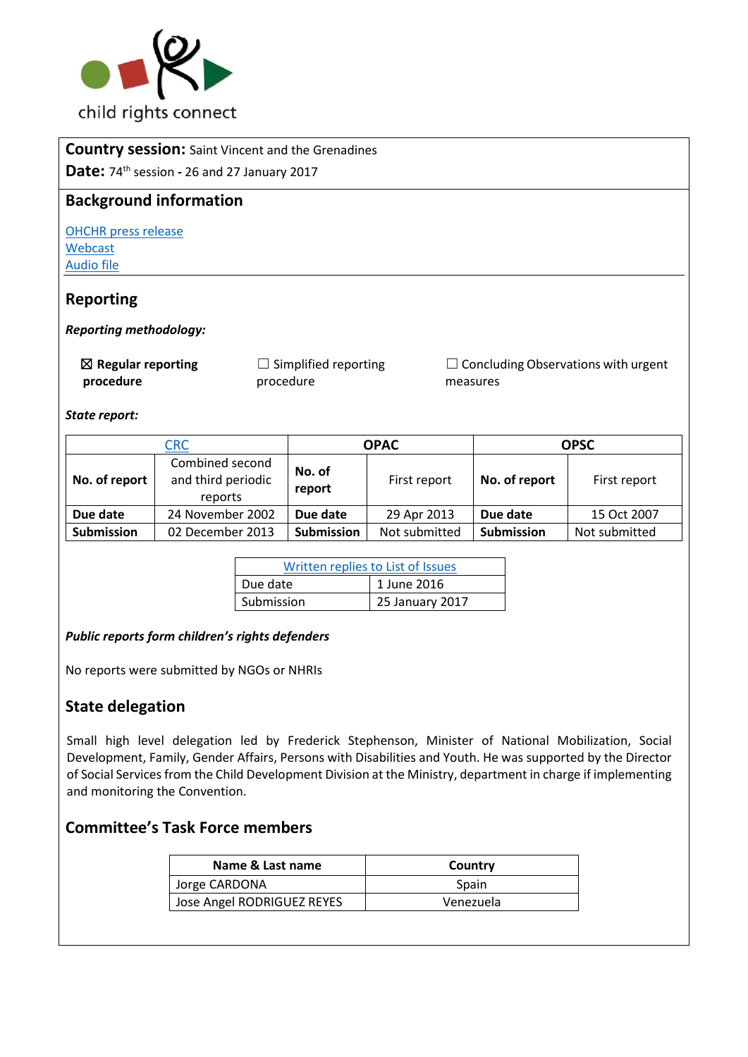child rights connect

**Country session:** Saint Vincent and the Grenadines

**Date:** 74th session - 26 and 27 January 2017

## Background information

[OHCHR press release](#)
[Webcast](#)
[Audio file](#)

## Reporting

***Reporting methodology:***

☒ **Regular reporting procedure** ☐ Simplified reporting procedure ☐ Concluding Observations with urgent measures

***State report:***

| CRC | | OPAC | | OPSC | |
|---|---|---|---|---|---|
| **No. of report** | Combined second and third periodic reports | **No. of report** | First report | **No. of report** | First report |
| **Due date** | 24 November 2002 | **Due date** | 29 Apr 2013 | **Due date** | 15 Oct 2007 |
| **Submission** | 02 December 2013 | **Submission** | Not submitted | **Submission** | Not submitted |

| Written replies to List of Issues | |
|---|---|
| Due date | 1 June 2016 |
| Submission | 25 January 2017 |

***Public reports form children's rights defenders***

No reports were submitted by NGOs or NHRIs

## State delegation

Small high level delegation led by Frederick Stephenson, Minister of National Mobilization, Social Development, Family, Gender Affairs, Persons with Disabilities and Youth. He was supported by the Director of Social Services from the Child Development Division at the Ministry, department in charge if implementing and monitoring the Convention.

## Committee's Task Force members

| Name & Last name | Country |
|---|---|
| Jorge CARDONA | Spain |
| Jose Angel RODRIGUEZ REYES | Venezuela |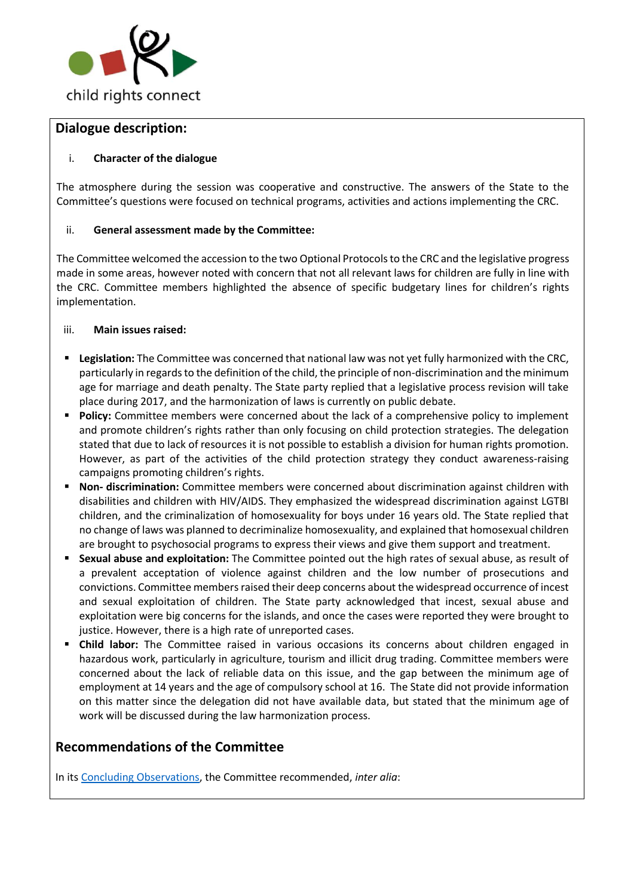## Dialogue description:

i. **Character of the dialogue**

The atmosphere during the session was cooperative and constructive. The answers of the State to the Committee's questions were focused on technical programs, activities and actions implementing the CRC.

ii. **General assessment made by the Committee:**

The Committee welcomed the accession to the two Optional Protocols to the CRC and the legislative progress made in some areas, however noted with concern that not all relevant laws for children are fully in line with the CRC. Committee members highlighted the absence of specific budgetary lines for children's rights implementation.

iii. **Main issues raised:**

- **Legislation:** The Committee was concerned that national law was not yet fully harmonized with the CRC, particularly in regards to the definition of the child, the principle of non-discrimination and the minimum age for marriage and death penalty. The State party replied that a legislative process revision will take place during 2017, and the harmonization of laws is currently on public debate.
- **Policy:** Committee members were concerned about the lack of a comprehensive policy to implement and promote children's rights rather than only focusing on child protection strategies. The delegation stated that due to lack of resources it is not possible to establish a division for human rights promotion. However, as part of the activities of the child protection strategy they conduct awareness-raising campaigns promoting children's rights.
- **Non- discrimination:** Committee members were concerned about discrimination against children with disabilities and children with HIV/AIDS. They emphasized the widespread discrimination against LGTBI children, and the criminalization of homosexuality for boys under 16 years old. The State replied that no change of laws was planned to decriminalize homosexuality, and explained that homosexual children are brought to psychosocial programs to express their views and give them support and treatment.
- **Sexual abuse and exploitation:** The Committee pointed out the high rates of sexual abuse, as result of a prevalent acceptation of violence against children and the low number of prosecutions and convictions. Committee members raised their deep concerns about the widespread occurrence of incest and sexual exploitation of children. The State party acknowledged that incest, sexual abuse and exploitation were big concerns for the islands, and once the cases were reported they were brought to justice. However, there is a high rate of unreported cases.
- **Child labor:** The Committee raised in various occasions its concerns about children engaged in hazardous work, particularly in agriculture, tourism and illicit drug trading. Committee members were concerned about the lack of reliable data on this issue, and the gap between the minimum age of employment at 14 years and the age of compulsory school at 16. The State did not provide information on this matter since the delegation did not have available data, but stated that the minimum age of work will be discussed during the law harmonization process.

## Recommendations of the Committee

In its Concluding Observations, the Committee recommended, *inter alia*: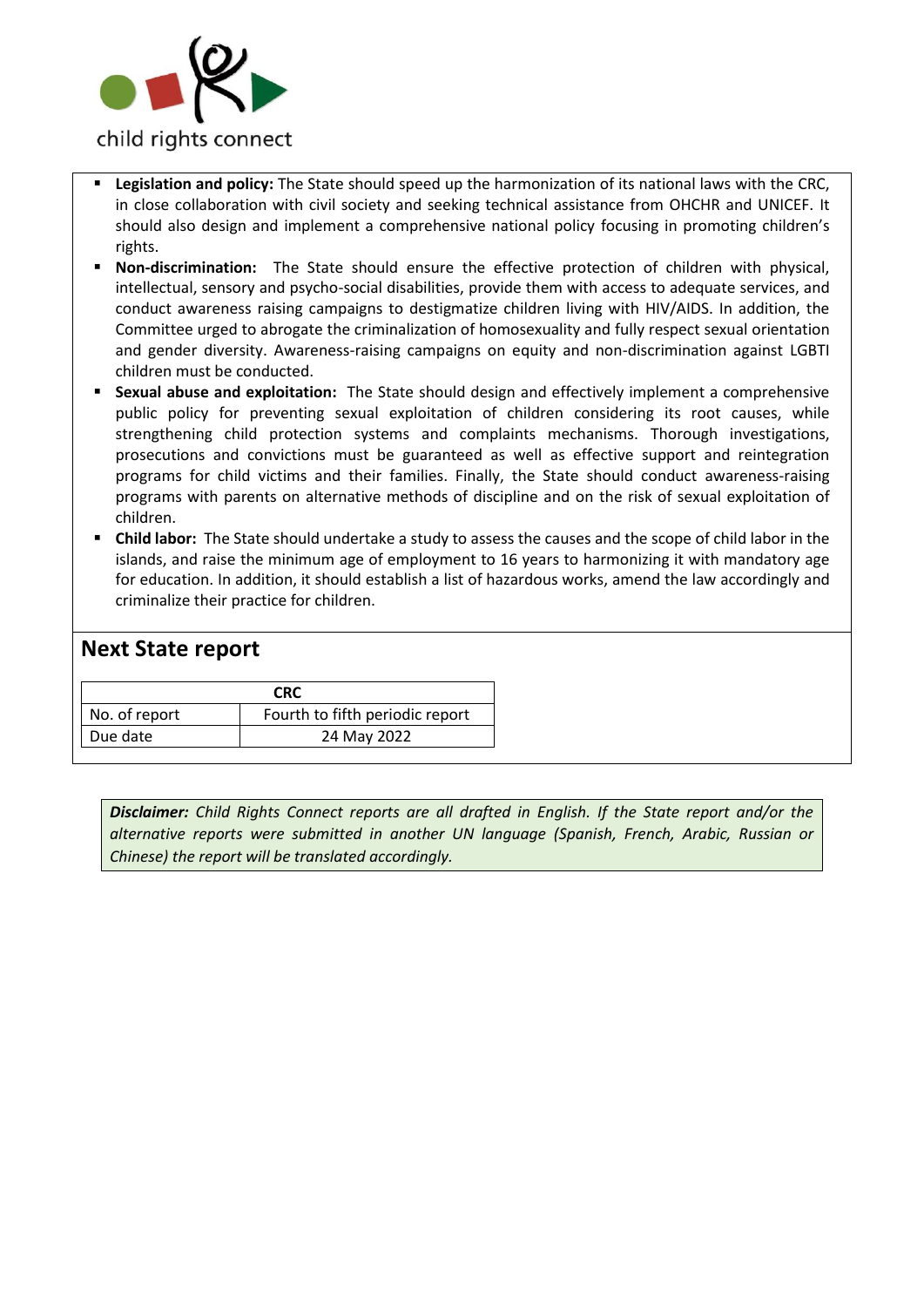- **Legislation and policy:** The State should speed up the harmonization of its national laws with the CRC, in close collaboration with civil society and seeking technical assistance from OHCHR and UNICEF. It should also design and implement a comprehensive national policy focusing in promoting children's rights.
- **Non-discrimination:** The State should ensure the effective protection of children with physical, intellectual, sensory and psycho-social disabilities, provide them with access to adequate services, and conduct awareness raising campaigns to destigmatize children living with HIV/AIDS. In addition, the Committee urged to abrogate the criminalization of homosexuality and fully respect sexual orientation and gender diversity. Awareness-raising campaigns on equity and non-discrimination against LGBTI children must be conducted.
- **Sexual abuse and exploitation:** The State should design and effectively implement a comprehensive public policy for preventing sexual exploitation of children considering its root causes, while strengthening child protection systems and complaints mechanisms. Thorough investigations, prosecutions and convictions must be guaranteed as well as effective support and reintegration programs for child victims and their families. Finally, the State should conduct awareness-raising programs with parents on alternative methods of discipline and on the risk of sexual exploitation of children.
- **Child labor:** The State should undertake a study to assess the causes and the scope of child labor in the islands, and raise the minimum age of employment to 16 years to harmonizing it with mandatory age for education. In addition, it should establish a list of hazardous works, amend the law accordingly and criminalize their practice for children.

## Next State report

| CRC | |
|---|---|
| No. of report | Fourth to fifth periodic report |
| Due date | 24 May 2022 |

***Disclaimer:*** *Child Rights Connect reports are all drafted in English. If the State report and/or the alternative reports were submitted in another UN language (Spanish, French, Arabic, Russian or Chinese) the report will be translated accordingly.*